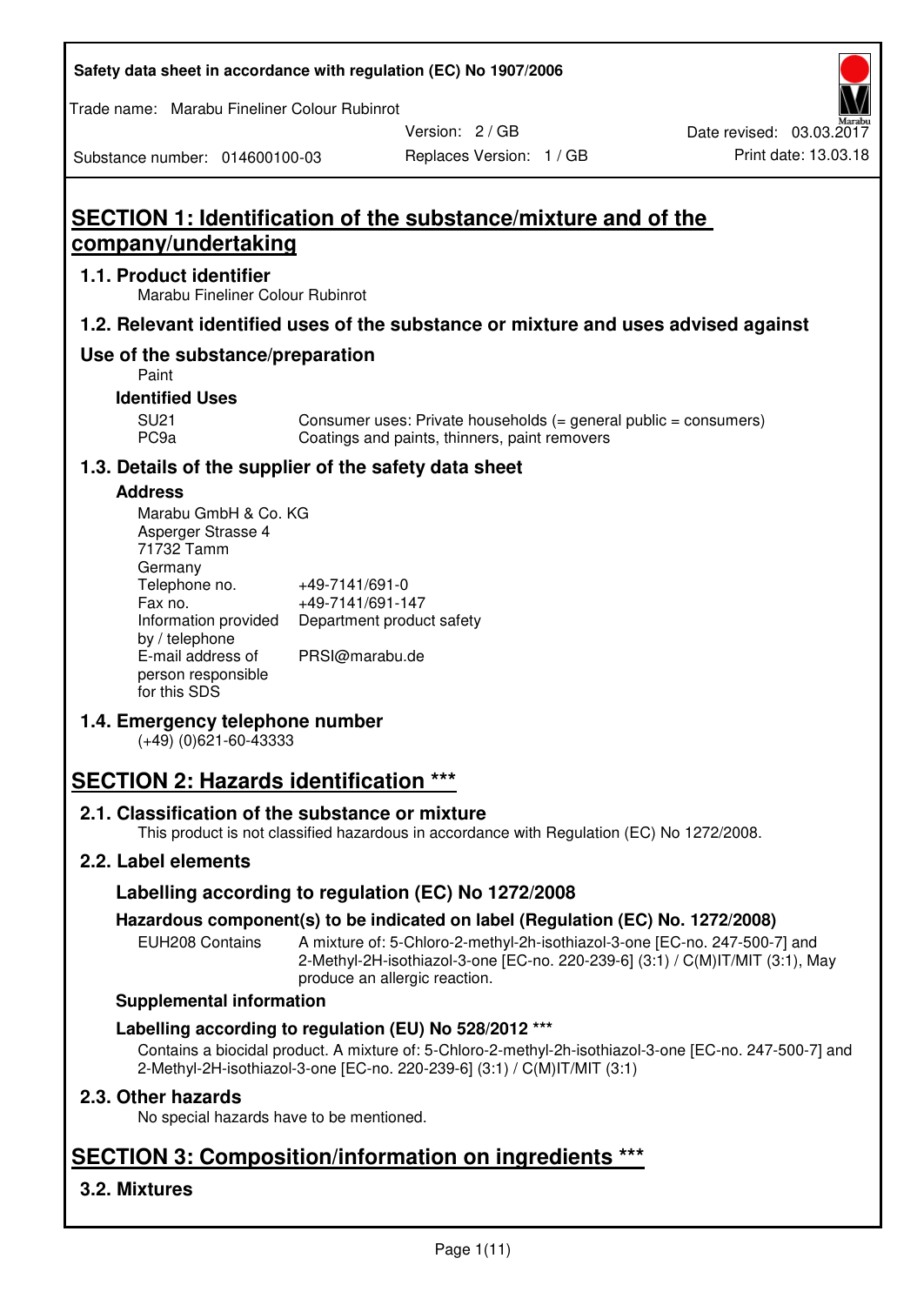Safety data sheet in accordance with regulation (EC) No 1907/2006

Trade name: Marabu Fineliner Colour Rubinrot

Substance number: 014600100-03

Version: 2 / GB

Replaces Version: 1 / GB

Date revised: 03.03.2017

Print date: 13.03.18

# SECTION 1: Identification of the substance/mixture and of the company/undertaking

## 1.1. Product identifier

Marabu Fineliner Colour Rubinrot

## 1.2. Relevant identified uses of the substance or mixture and uses advised against

## Use of the substance/preparation

Paint

### Identified Uses

| | |
|---|---|
| SU21 | Consumer uses: Private households (= general public = consumers) |
| PC9a | Coatings and paints, thinners, paint removers |

## 1.3. Details of the supplier of the safety data sheet

### Address

Marabu GmbH & Co. KG
Asperger Strasse 4
71732 Tamm
Germany

| | |
|---|---|
| Telephone no. | +49-7141/691-0 |
| Fax no. | +49-7141/691-147 |
| Information provided by / telephone | Department product safety |
| E-mail address of person responsible for this SDS | PRSI@marabu.de |

## 1.4. Emergency telephone number

(+49) (0)621-60-43333

# SECTION 2: Hazards identification ***

## 2.1. Classification of the substance or mixture

This product is not classified hazardous in accordance with Regulation (EC) No 1272/2008.

## 2.2. Label elements

### Labelling according to regulation (EC) No 1272/2008

### Hazardous component(s) to be indicated on label (Regulation (EC) No. 1272/2008)

EUH208 Contains: A mixture of: 5-Chloro-2-methyl-2h-isothiazol-3-one [EC-no. 247-500-7] and 2-Methyl-2H-isothiazol-3-one [EC-no. 220-239-6] (3:1) / C(M)IT/MIT (3:1), May produce an allergic reaction.

### Supplemental information

### Labelling according to regulation (EU) No 528/2012 ***

Contains a biocidal product. A mixture of: 5-Chloro-2-methyl-2h-isothiazol-3-one [EC-no. 247-500-7] and 2-Methyl-2H-isothiazol-3-one [EC-no. 220-239-6] (3:1) / C(M)IT/MIT (3:1)

## 2.3. Other hazards

No special hazards have to be mentioned.

# SECTION 3: Composition/information on ingredients ***

## 3.2. Mixtures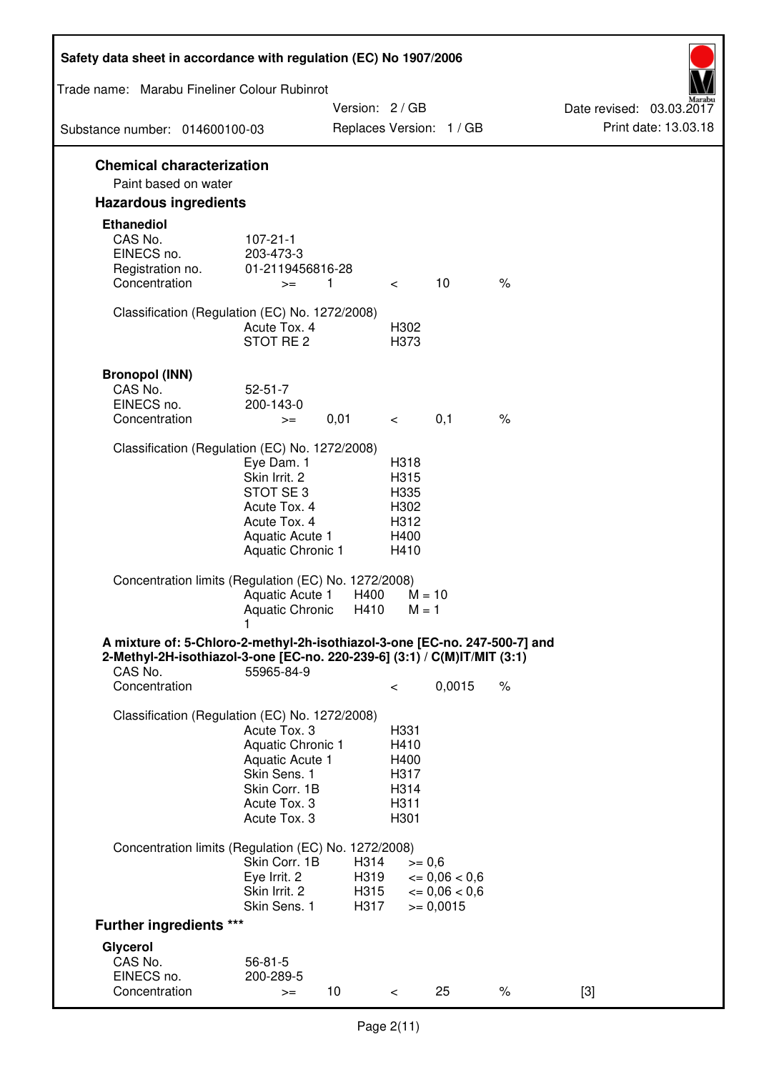## Chemical characterization

Paint based on water

## Hazardous ingredients

### Ethanediol

| | | | | | |
|---|---|---|---|---|---|
| CAS No. | 107-21-1 | | | | |
| EINECS no. | 203-473-3 | | | | |
| Registration no. | 01-2119456816-28 | | | | |
| Concentration | >= | 1 | < | 10 | % |

Classification (Regulation (EC) No. 1272/2008)

| | |
|---|---|
| Acute Tox. 4 | H302 |
| STOT RE 2 | H373 |

### Bronopol (INN)

| | | | | | |
|---|---|---|---|---|---|
| CAS No. | 52-51-7 | | | | |
| EINECS no. | 200-143-0 | | | | |
| Concentration | >= | 0,01 | < | 0,1 | % |

Classification (Regulation (EC) No. 1272/2008)

| | |
|---|---|
| Eye Dam. 1 | H318 |
| Skin Irrit. 2 | H315 |
| STOT SE 3 | H335 |
| Acute Tox. 4 | H302 |
| Acute Tox. 4 | H312 |
| Aquatic Acute 1 | H400 |
| Aquatic Chronic 1 | H410 |

Concentration limits (Regulation (EC) No. 1272/2008)

| | | |
|---|---|---|
| Aquatic Acute 1 | H400 | M = 10 |
| Aquatic Chronic 1 | H410 | M = 1 |

### A mixture of: 5-Chloro-2-methyl-2h-isothiazol-3-one [EC-no. 247-500-7] and 2-Methyl-2H-isothiazol-3-one [EC-no. 220-239-6] (3:1) / C(M)IT/MIT (3:1)

| | | | | |
|---|---|---|---|---|
| CAS No. | 55965-84-9 | | | |
| Concentration | | < | 0,0015 | % |

Classification (Regulation (EC) No. 1272/2008)

| | |
|---|---|
| Acute Tox. 3 | H331 |
| Aquatic Chronic 1 | H410 |
| Aquatic Acute 1 | H400 |
| Skin Sens. 1 | H317 |
| Skin Corr. 1B | H314 |
| Acute Tox. 3 | H311 |
| Acute Tox. 3 | H301 |

Concentration limits (Regulation (EC) No. 1272/2008)

| | | |
|---|---|---|
| Skin Corr. 1B | H314 | >= 0,6 |
| Eye Irrit. 2 | H319 | <= 0,06 < 0,6 |
| Skin Irrit. 2 | H315 | <= 0,06 < 0,6 |
| Skin Sens. 1 | H317 | >= 0,0015 |

## Further ingredients ***

### Glycerol

| | | | | | | |
|---|---|---|---|---|---|---|
| CAS No. | 56-81-5 | | | | | |
| EINECS no. | 200-289-5 | | | | | |
| Concentration | >= | 10 | < | 25 | % | [3] |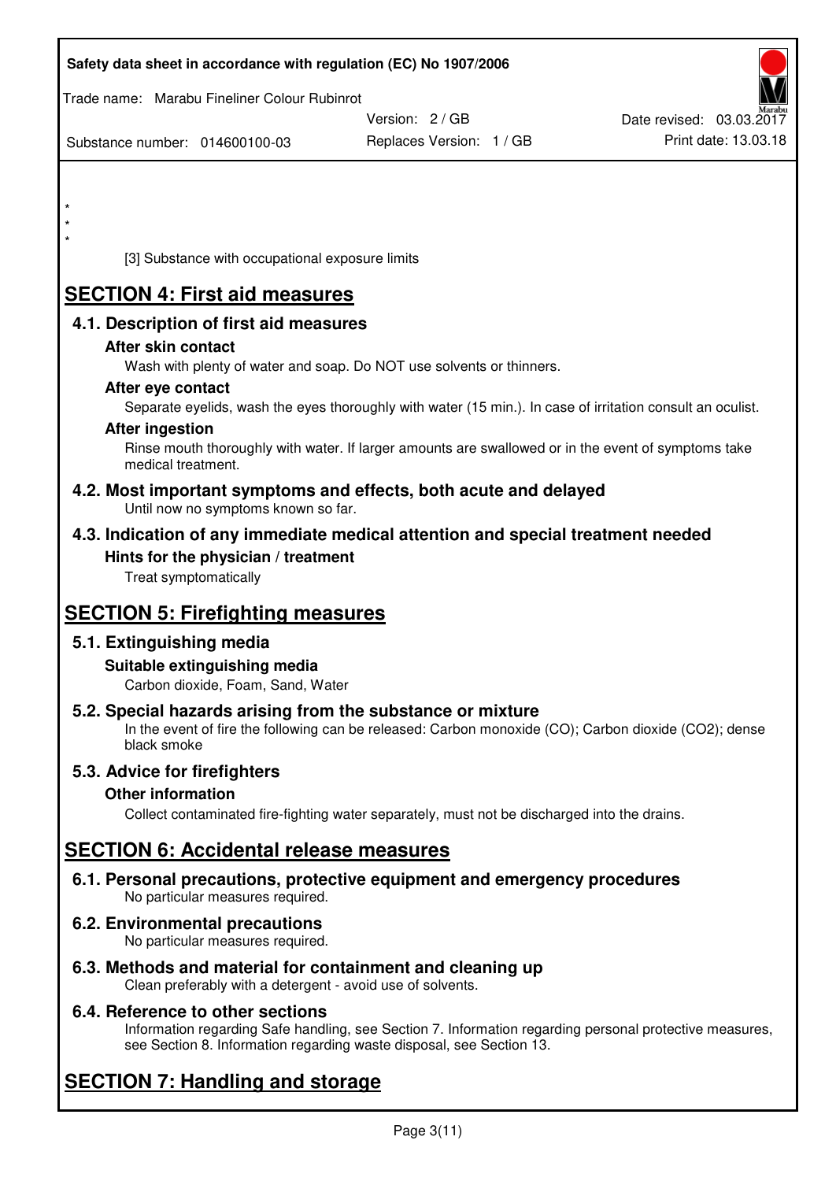*
*
*

[3] Substance with occupational exposure limits

# SECTION 4: First aid measures

## 4.1. Description of first aid measures

### After skin contact

Wash with plenty of water and soap. Do NOT use solvents or thinners.

### After eye contact

Separate eyelids, wash the eyes thoroughly with water (15 min.). In case of irritation consult an oculist.

### After ingestion

Rinse mouth thoroughly with water. If larger amounts are swallowed or in the event of symptoms take medical treatment.

## 4.2. Most important symptoms and effects, both acute and delayed

Until now no symptoms known so far.

## 4.3. Indication of any immediate medical attention and special treatment needed

### Hints for the physician / treatment

Treat symptomatically

# SECTION 5: Firefighting measures

## 5.1. Extinguishing media

### Suitable extinguishing media

Carbon dioxide, Foam, Sand, Water

## 5.2. Special hazards arising from the substance or mixture

In the event of fire the following can be released: Carbon monoxide (CO); Carbon dioxide ($CO_2$); dense black smoke

## 5.3. Advice for firefighters

### Other information

Collect contaminated fire-fighting water separately, must not be discharged into the drains.

# SECTION 6: Accidental release measures

## 6.1. Personal precautions, protective equipment and emergency procedures

No particular measures required.

## 6.2. Environmental precautions

No particular measures required.

## 6.3. Methods and material for containment and cleaning up

Clean preferably with a detergent - avoid use of solvents.

## 6.4. Reference to other sections

Information regarding Safe handling, see Section 7. Information regarding personal protective measures, see Section 8. Information regarding waste disposal, see Section 13.

# SECTION 7: Handling and storage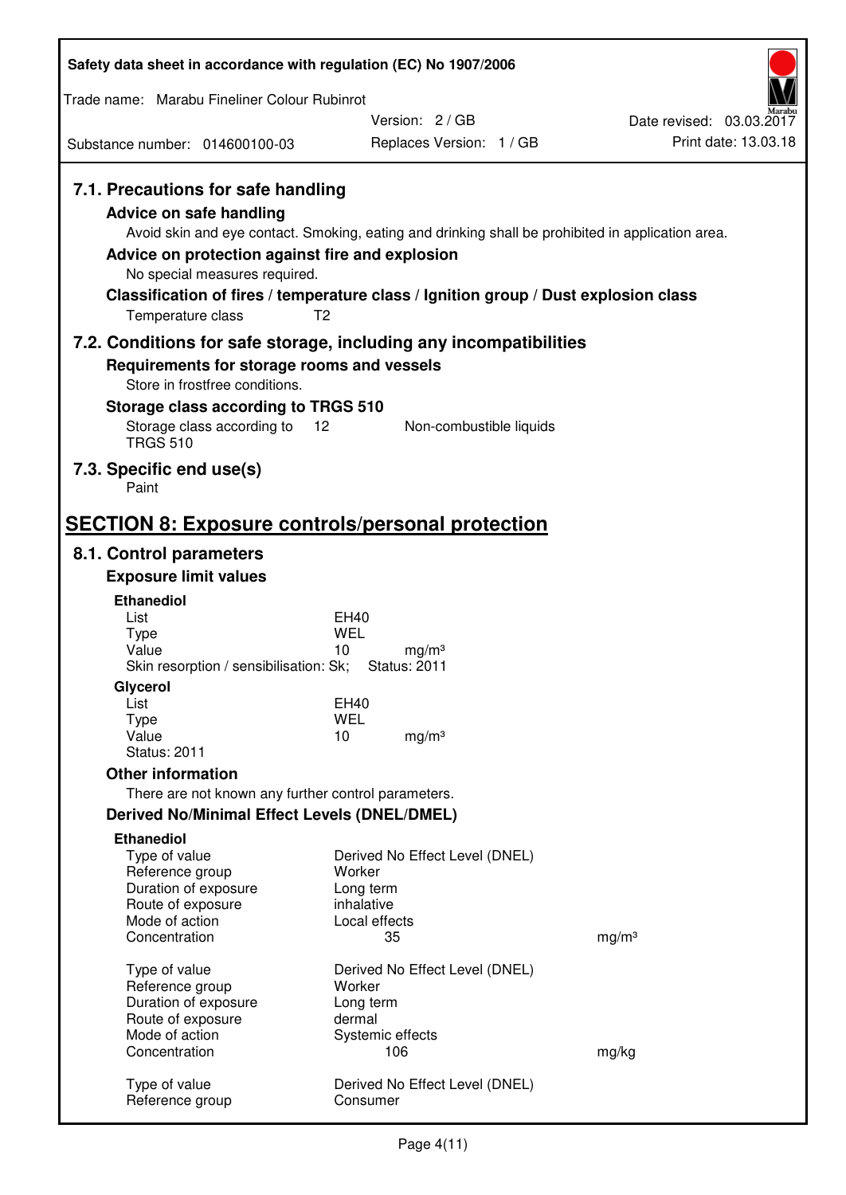### 7.1. Precautions for safe handling

**Advice on safe handling**

Avoid skin and eye contact. Smoking, eating and drinking shall be prohibited in application area.

**Advice on protection against fire and explosion**

No special measures required.

**Classification of fires / temperature class / Ignition group / Dust explosion class**

Temperature class T2

### 7.2. Conditions for safe storage, including any incompatibilities

**Requirements for storage rooms and vessels**

Store in frostfree conditions.

**Storage class according to TRGS 510**

Storage class according to TRGS 510 12 Non-combustible liquids

### 7.3. Specific end use(s)

Paint

## SECTION 8: Exposure controls/personal protection

### 8.1. Control parameters

**Exposure limit values**

**Ethanediol**

| | |
|---|---|
| List | EH40 |
| Type | WEL |
| Value | 10 mg/m³ |

Skin resorption / sensibilisation: Sk; Status: 2011

**Glycerol**

| | |
|---|---|
| List | EH40 |
| Type | WEL |
| Value | 10 mg/m³ |

Status: 2011

**Other information**

There are not known any further control parameters.

**Derived No/Minimal Effect Levels (DNEL/DMEL)**

**Ethanediol**

| | | |
|---|---|---|
| Type of value | Derived No Effect Level (DNEL) | |
| Reference group | Worker | |
| Duration of exposure | Long term | |
| Route of exposure | inhalative | |
| Mode of action | Local effects | |
| Concentration | 35 | mg/m³ |

| | | |
|---|---|---|
| Type of value | Derived No Effect Level (DNEL) | |
| Reference group | Worker | |
| Duration of exposure | Long term | |
| Route of exposure | dermal | |
| Mode of action | Systemic effects | |
| Concentration | 106 | mg/kg |

| | |
|---|---|
| Type of value | Derived No Effect Level (DNEL) |
| Reference group | Consumer |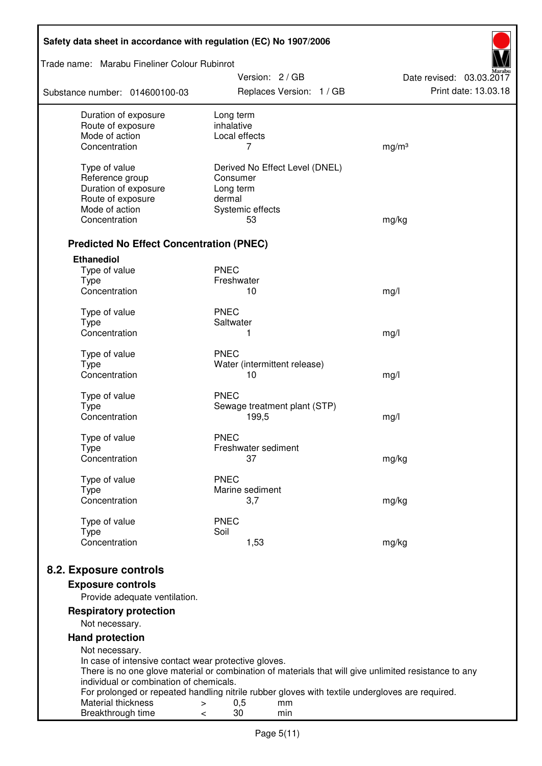| | | |
|---|---|---|
| Duration of exposure | Long term | |
| Route of exposure | inhalative | |
| Mode of action | Local effects | |
| Concentration | 7 | mg/m³ |
| | | |
| Type of value | Derived No Effect Level (DNEL) | |
| Reference group | Consumer | |
| Duration of exposure | Long term | |
| Route of exposure | dermal | |
| Mode of action | Systemic effects | |
| Concentration | 53 | mg/kg |

### Predicted No Effect Concentration (PNEC)

**Ethanediol**

| | | |
|---|---|---|
| Type of value | PNEC | |
| Type | Freshwater | |
| Concentration | 10 | mg/l |
| | | |
| Type of value | PNEC | |
| Type | Saltwater | |
| Concentration | 1 | mg/l |
| | | |
| Type of value | PNEC | |
| Type | Water (intermittent release) | |
| Concentration | 10 | mg/l |
| | | |
| Type of value | PNEC | |
| Type | Sewage treatment plant (STP) | |
| Concentration | 199,5 | mg/l |
| | | |
| Type of value | PNEC | |
| Type | Freshwater sediment | |
| Concentration | 37 | mg/kg |
| | | |
| Type of value | PNEC | |
| Type | Marine sediment | |
| Concentration | 3,7 | mg/kg |
| | | |
| Type of value | PNEC | |
| Type | Soil | |
| Concentration | 1,53 | mg/kg |

## 8.2. Exposure controls

### Exposure controls

Provide adequate ventilation.

### Respiratory protection

Not necessary.

### Hand protection

Not necessary.
In case of intensive contact wear protective gloves.
There is no one glove material or combination of materials that will give unlimited resistance to any individual or combination of chemicals.
For prolonged or repeated handling nitrile rubber gloves with textile undergloves are required.

| | | | |
|---|---|---|---|
| Material thickness | > | 0,5 | mm |
| Breakthrough time | < | 30 | min |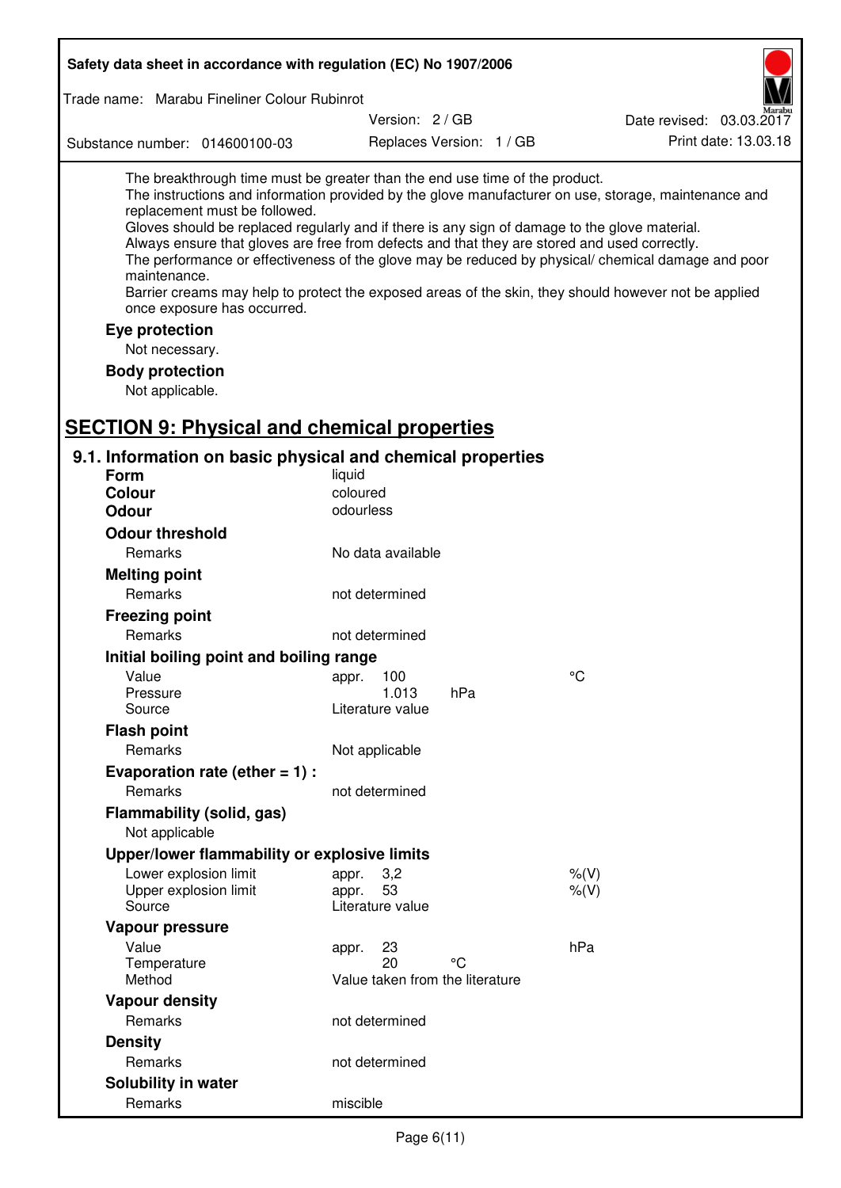The breakthrough time must be greater than the end use time of the product.
The instructions and information provided by the glove manufacturer on use, storage, maintenance and replacement must be followed.
Gloves should be replaced regularly and if there is any sign of damage to the glove material.
Always ensure that gloves are free from defects and that they are stored and used correctly.
The performance or effectiveness of the glove may be reduced by physical/ chemical damage and poor maintenance.
Barrier creams may help to protect the exposed areas of the skin, they should however not be applied once exposure has occurred.

**Eye protection**

Not necessary.

**Body protection**

Not applicable.

## SECTION 9: Physical and chemical properties

### 9.1. Information on basic physical and chemical properties

| | | | |
|---|---|---|---|
| **Form** | liquid | | |
| **Colour** | coloured | | |
| **Odour** | odourless | | |
| **Odour threshold** | | | |
| Remarks | No data available | | |
| **Melting point** | | | |
| Remarks | not determined | | |
| **Freezing point** | | | |
| Remarks | not determined | | |
| **Initial boiling point and boiling range** | | | |
| Value | appr. 100 | | °C |
| Pressure | 1.013 | hPa | |
| Source | Literature value | | |
| **Flash point** | | | |
| Remarks | Not applicable | | |
| **Evaporation rate (ether = 1) :** | | | |
| Remarks | not determined | | |
| **Flammability (solid, gas)** | | | |
| Not applicable | | | |
| **Upper/lower flammability or explosive limits** | | | |
| Lower explosion limit | appr. 3,2 | | %(V) |
| Upper explosion limit | appr. 53 | | %(V) |
| Source | Literature value | | |
| **Vapour pressure** | | | |
| Value | appr. 23 | | hPa |
| Temperature | 20 | °C | |
| Method | Value taken from the literature | | |
| **Vapour density** | | | |
| Remarks | not determined | | |
| **Density** | | | |
| Remarks | not determined | | |
| **Solubility in water** | | | |
| Remarks | miscible | | |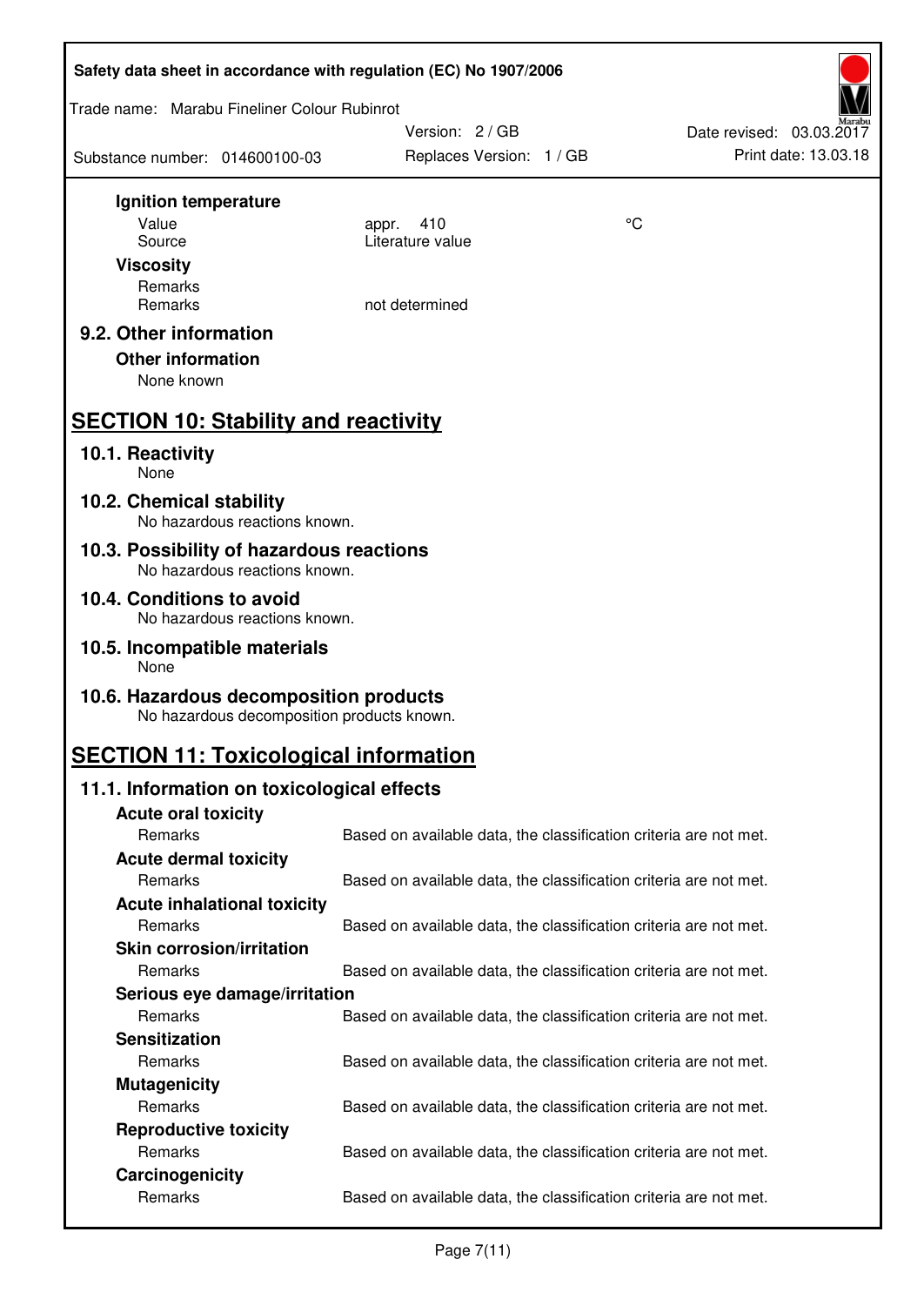**Ignition temperature**

| | | |
|---|---|---|
| Value | appr. 410 | °C |
| Source | Literature value | |

**Viscosity**

| | |
|---|---|
| Remarks | |
| Remarks | not determined |

### 9.2. Other information

**Other information**

None known

## SECTION 10: Stability and reactivity

### 10.1. Reactivity

None

### 10.2. Chemical stability

No hazardous reactions known.

### 10.3. Possibility of hazardous reactions

No hazardous reactions known.

### 10.4. Conditions to avoid

No hazardous reactions known.

### 10.5. Incompatible materials

None

### 10.6. Hazardous decomposition products

No hazardous decomposition products known.

## SECTION 11: Toxicological information

### 11.1. Information on toxicological effects

**Acute oral toxicity**

Remarks: Based on available data, the classification criteria are not met.

**Acute dermal toxicity**

Remarks: Based on available data, the classification criteria are not met.

**Acute inhalational toxicity**

Remarks: Based on available data, the classification criteria are not met.

**Skin corrosion/irritation**

Remarks: Based on available data, the classification criteria are not met.

**Serious eye damage/irritation**

Remarks: Based on available data, the classification criteria are not met.

**Sensitization**

Remarks: Based on available data, the classification criteria are not met.

**Mutagenicity**

Remarks: Based on available data, the classification criteria are not met.

**Reproductive toxicity**

Remarks: Based on available data, the classification criteria are not met.

**Carcinogenicity**

Remarks: Based on available data, the classification criteria are not met.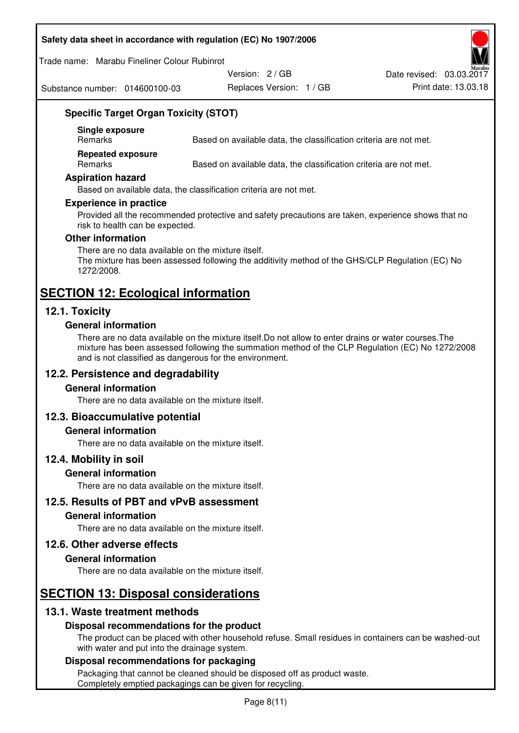### Specific Target Organ Toxicity (STOT)

**Single exposure**

| Remarks | Based on available data, the classification criteria are not met. |
|---|---|

**Repeated exposure**

| Remarks | Based on available data, the classification criteria are not met. |
|---|---|

### Aspiration hazard

Based on available data, the classification criteria are not met.

### Experience in practice

Provided all the recommended protective and safety precautions are taken, experience shows that no risk to health can be expected.

### Other information

There are no data available on the mixture itself.
The mixture has been assessed following the additivity method of the GHS/CLP Regulation (EC) No 1272/2008.

# SECTION 12: Ecological information

## 12.1. Toxicity

### General information

There are no data available on the mixture itself.Do not allow to enter drains or water courses.The mixture has been assessed following the summation method of the CLP Regulation (EC) No 1272/2008 and is not classified as dangerous for the environment.

## 12.2. Persistence and degradability

### General information

There are no data available on the mixture itself.

## 12.3. Bioaccumulative potential

### General information

There are no data available on the mixture itself.

## 12.4. Mobility in soil

### General information

There are no data available on the mixture itself.

## 12.5. Results of PBT and vPvB assessment

### General information

There are no data available on the mixture itself.

## 12.6. Other adverse effects

### General information

There are no data available on the mixture itself.

# SECTION 13: Disposal considerations

## 13.1. Waste treatment methods

### Disposal recommendations for the product

The product can be placed with other household refuse. Small residues in containers can be washed-out with water and put into the drainage system.

### Disposal recommendations for packaging

Packaging that cannot be cleaned should be disposed off as product waste.
Completely emptied packagings can be given for recycling.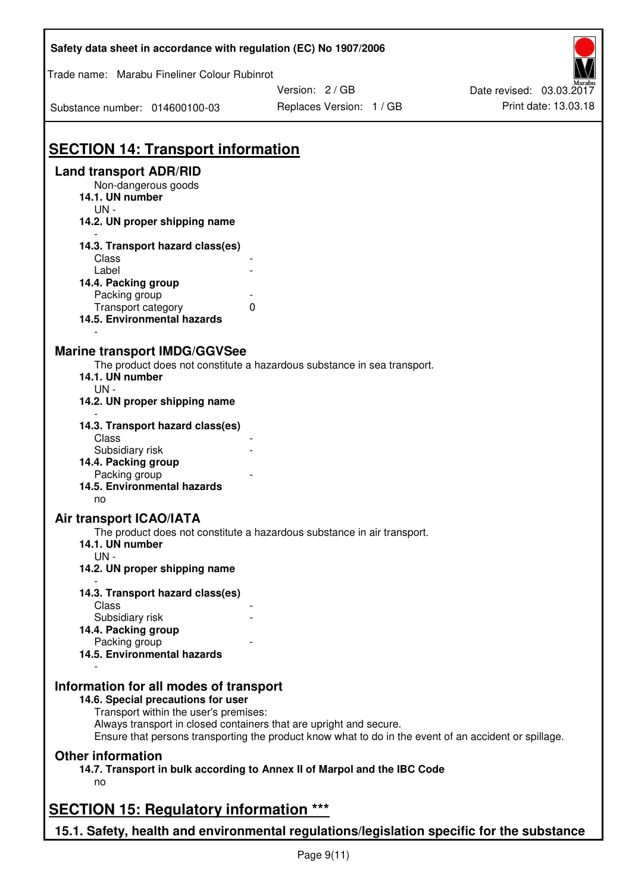## SECTION 14: Transport information

### Land transport ADR/RID

Non-dangerous goods

**14.1. UN number**

UN -

**14.2. UN proper shipping name**

-

**14.3. Transport hazard class(es)**

Class -

Label -

**14.4. Packing group**

Packing group -

Transport category 0

**14.5. Environmental hazards**

-

### Marine transport IMDG/GGVSee

The product does not constitute a hazardous substance in sea transport.

**14.1. UN number**

UN -

**14.2. UN proper shipping name**

-

**14.3. Transport hazard class(es)**

Class -

Subsidiary risk -

**14.4. Packing group**

Packing group -

**14.5. Environmental hazards**

no

### Air transport ICAO/IATA

The product does not constitute a hazardous substance in air transport.

**14.1. UN number**

UN -

**14.2. UN proper shipping name**

-

**14.3. Transport hazard class(es)**

Class -

Subsidiary risk -

**14.4. Packing group**

Packing group -

**14.5. Environmental hazards**

-

### Information for all modes of transport

**14.6. Special precautions for user**

Transport within the user's premises:
Always transport in closed containers that are upright and secure.
Ensure that persons transporting the product know what to do in the event of an accident or spillage.

### Other information

**14.7. Transport in bulk according to Annex II of Marpol and the IBC Code**

no

## SECTION 15: Regulatory information ***

### 15.1. Safety, health and environmental regulations/legislation specific for the substance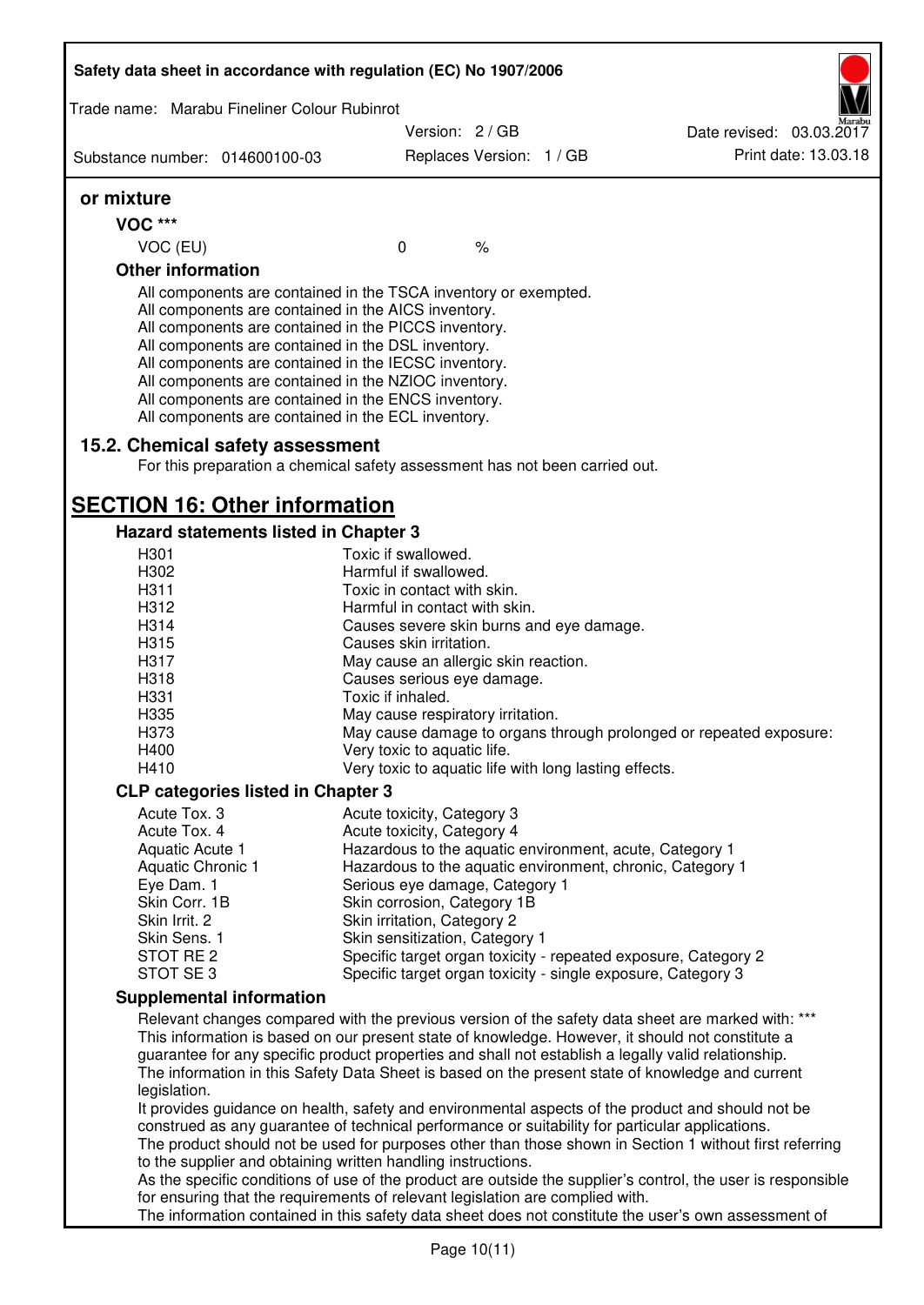**or mixture**

**VOC \*\*\***

| VOC (EU) | 0 | % |
|---|---|---|

**Other information**

All components are contained in the TSCA inventory or exempted.
All components are contained in the AICS inventory.
All components are contained in the PICCS inventory.
All components are contained in the DSL inventory.
All components are contained in the IECSC inventory.
All components are contained in the NZIOC inventory.
All components are contained in the ENCS inventory.
All components are contained in the ECL inventory.

### 15.2. Chemical safety assessment

For this preparation a chemical safety assessment has not been carried out.

## SECTION 16: Other information

### Hazard statements listed in Chapter 3

| | |
|---|---|
| H301 | Toxic if swallowed. |
| H302 | Harmful if swallowed. |
| H311 | Toxic in contact with skin. |
| H312 | Harmful in contact with skin. |
| H314 | Causes severe skin burns and eye damage. |
| H315 | Causes skin irritation. |
| H317 | May cause an allergic skin reaction. |
| H318 | Causes serious eye damage. |
| H331 | Toxic if inhaled. |
| H335 | May cause respiratory irritation. |
| H373 | May cause damage to organs through prolonged or repeated exposure: |
| H400 | Very toxic to aquatic life. |
| H410 | Very toxic to aquatic life with long lasting effects. |

### CLP categories listed in Chapter 3

| | |
|---|---|
| Acute Tox. 3 | Acute toxicity, Category 3 |
| Acute Tox. 4 | Acute toxicity, Category 4 |
| Aquatic Acute 1 | Hazardous to the aquatic environment, acute, Category 1 |
| Aquatic Chronic 1 | Hazardous to the aquatic environment, chronic, Category 1 |
| Eye Dam. 1 | Serious eye damage, Category 1 |
| Skin Corr. 1B | Skin corrosion, Category 1B |
| Skin Irrit. 2 | Skin irritation, Category 2 |
| Skin Sens. 1 | Skin sensitization, Category 1 |
| STOT RE 2 | Specific target organ toxicity - repeated exposure, Category 2 |
| STOT SE 3 | Specific target organ toxicity - single exposure, Category 3 |

### Supplemental information

Relevant changes compared with the previous version of the safety data sheet are marked with: \*\*\*
This information is based on our present state of knowledge. However, it should not constitute a guarantee for any specific product properties and shall not establish a legally valid relationship.
The information in this Safety Data Sheet is based on the present state of knowledge and current legislation.
It provides guidance on health, safety and environmental aspects of the product and should not be construed as any guarantee of technical performance or suitability for particular applications.
The product should not be used for purposes other than those shown in Section 1 without first referring to the supplier and obtaining written handling instructions.
As the specific conditions of use of the product are outside the supplier's control, the user is responsible for ensuring that the requirements of relevant legislation are complied with.
The information contained in this safety data sheet does not constitute the user's own assessment of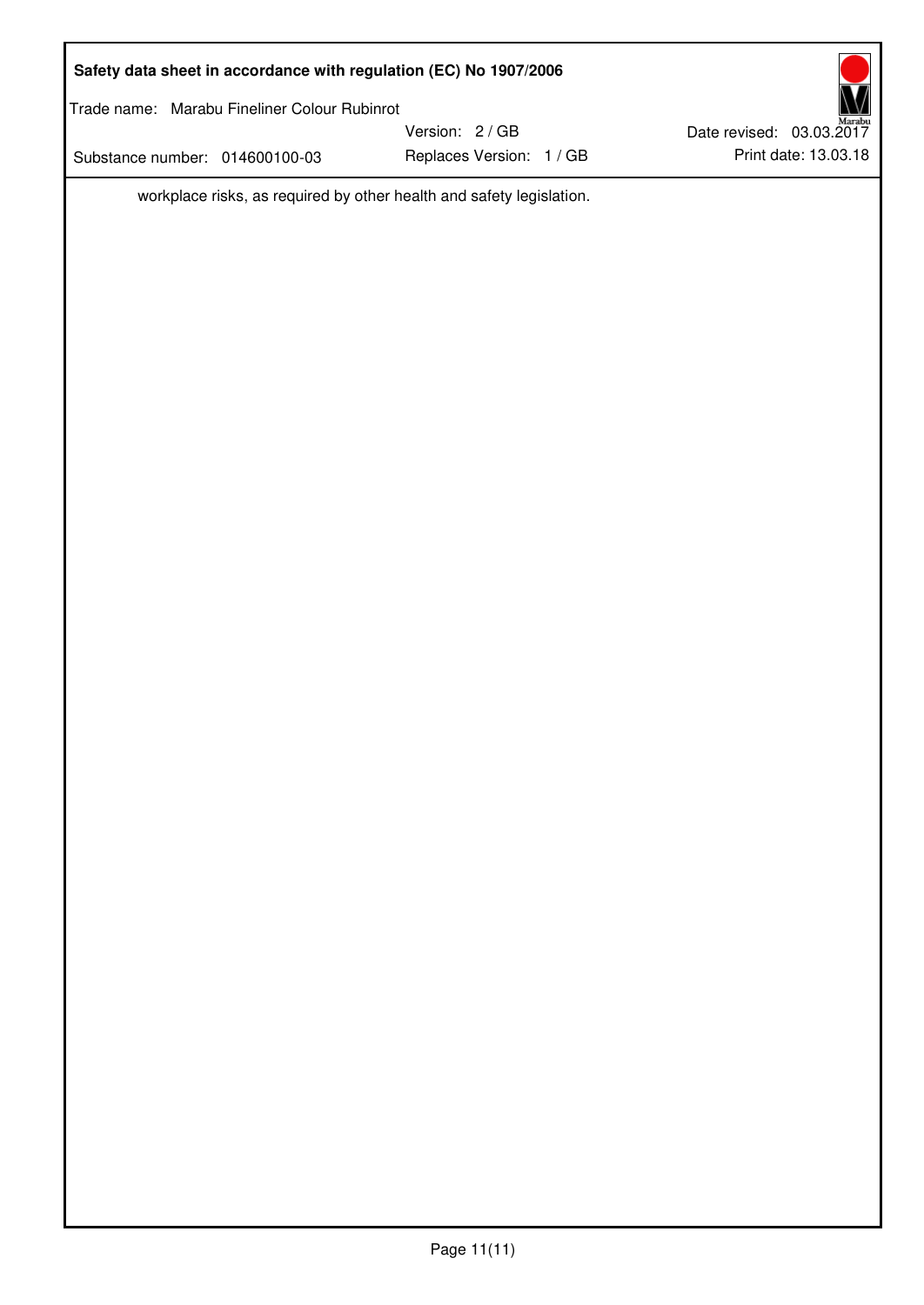workplace risks, as required by other health and safety legislation.